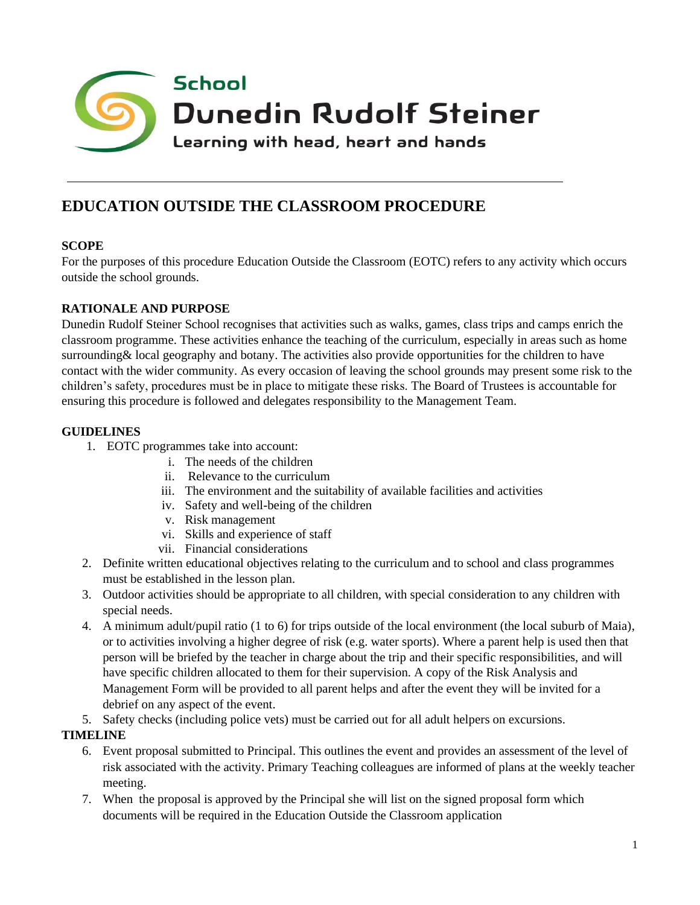School

Dunedin Rudolf Steiner

Learning with head, heart and hands

---

# EDUCATION OUTSIDE THE CLASSROOM PROCEDURE

**SCOPE**

For the purposes of this procedure Education Outside the Classroom (EOTC) refers to any activity which occurs outside the school grounds.

**RATIONALE AND PURPOSE**

Dunedin Rudolf Steiner School recognises that activities such as walks, games, class trips and camps enrich the classroom programme. These activities enhance the teaching of the curriculum, especially in areas such as home surrounding& local geography and botany. The activities also provide opportunities for the children to have contact with the wider community. As every occasion of leaving the school grounds may present some risk to the children's safety, procedures must be in place to mitigate these risks. The Board of Trustees is accountable for ensuring this procedure is followed and delegates responsibility to the Management Team.

**GUIDELINES**

1. EOTC programmes take into account:
   i. The needs of the children
   ii. Relevance to the curriculum
   iii. The environment and the suitability of available facilities and activities
   iv. Safety and well-being of the children
   v. Risk management
   vi. Skills and experience of staff
   vii. Financial considerations
2. Definite written educational objectives relating to the curriculum and to school and class programmes must be established in the lesson plan.
3. Outdoor activities should be appropriate to all children, with special consideration to any children with special needs.
4. A minimum adult/pupil ratio (1 to 6) for trips outside of the local environment (the local suburb of Maia), or to activities involving a higher degree of risk (e.g. water sports). Where a parent help is used then that person will be briefed by the teacher in charge about the trip and their specific responsibilities, and will have specific children allocated to them for their supervision. A copy of the Risk Analysis and Management Form will be provided to all parent helps and after the event they will be invited for a debrief on any aspect of the event.
5. Safety checks (including police vets) must be carried out for all adult helpers on excursions.

**TIMELINE**

6. Event proposal submitted to Principal. This outlines the event and provides an assessment of the level of risk associated with the activity. Primary Teaching colleagues are informed of plans at the weekly teacher meeting.
7. When the proposal is approved by the Principal she will list on the signed proposal form which documents will be required in the Education Outside the Classroom application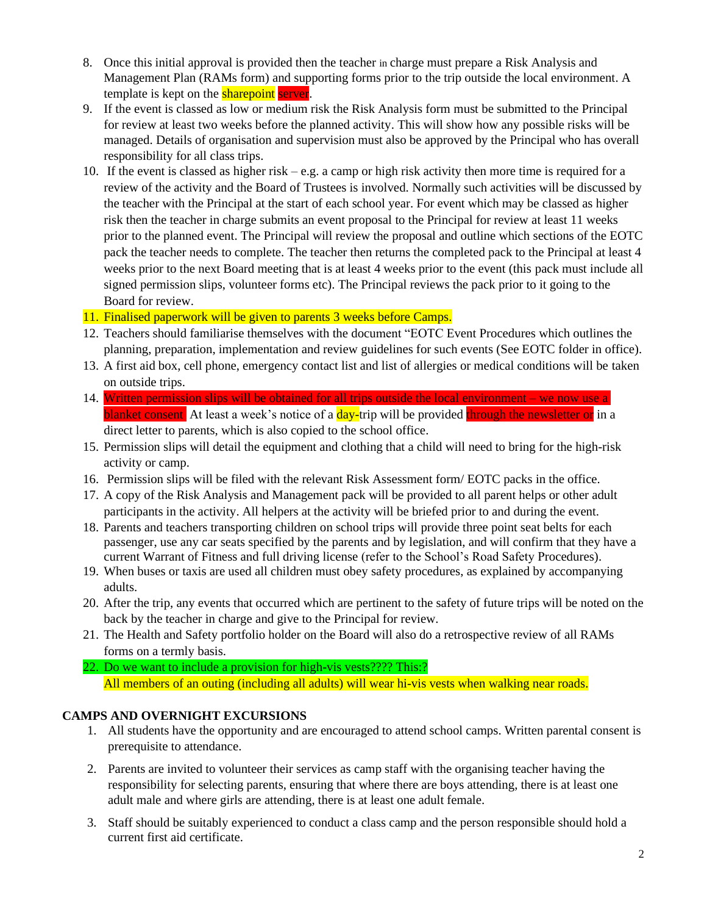8. Once this initial approval is provided then the teacher in charge must prepare a Risk Analysis and Management Plan (RAMs form) and supporting forms prior to the trip outside the local environment. A template is kept on the sharepoint server.
9. If the event is classed as low or medium risk the Risk Analysis form must be submitted to the Principal for review at least two weeks before the planned activity. This will show how any possible risks will be managed. Details of organisation and supervision must also be approved by the Principal who has overall responsibility for all class trips.
10. If the event is classed as higher risk – e.g. a camp or high risk activity then more time is required for a review of the activity and the Board of Trustees is involved. Normally such activities will be discussed by the teacher with the Principal at the start of each school year. For event which may be classed as higher risk then the teacher in charge submits an event proposal to the Principal for review at least 11 weeks prior to the planned event. The Principal will review the proposal and outline which sections of the EOTC pack the teacher needs to complete. The teacher then returns the completed pack to the Principal at least 4 weeks prior to the next Board meeting that is at least 4 weeks prior to the event (this pack must include all signed permission slips, volunteer forms etc). The Principal reviews the pack prior to it going to the Board for review.
11. Finalised paperwork will be given to parents 3 weeks before Camps.
12. Teachers should familiarise themselves with the document "EOTC Event Procedures which outlines the planning, preparation, implementation and review guidelines for such events (See EOTC folder in office).
13. A first aid box, cell phone, emergency contact list and list of allergies or medical conditions will be taken on outside trips.
14. Written permission slips will be obtained for all trips outside the local environment – we now use a blanket consent. At least a week's notice of a day-trip will be provided through the newsletter or in a direct letter to parents, which is also copied to the school office.
15. Permission slips will detail the equipment and clothing that a child will need to bring for the high-risk activity or camp.
16. Permission slips will be filed with the relevant Risk Assessment form/ EOTC packs in the office.
17. A copy of the Risk Analysis and Management pack will be provided to all parent helps or other adult participants in the activity. All helpers at the activity will be briefed prior to and during the event.
18. Parents and teachers transporting children on school trips will provide three point seat belts for each passenger, use any car seats specified by the parents and by legislation, and will confirm that they have a current Warrant of Fitness and full driving license (refer to the School's Road Safety Procedures).
19. When buses or taxis are used all children must obey safety procedures, as explained by accompanying adults.
20. After the trip, any events that occurred which are pertinent to the safety of future trips will be noted on the back by the teacher in charge and give to the Principal for review.
21. The Health and Safety portfolio holder on the Board will also do a retrospective review of all RAMs forms on a termly basis.
22. Do we want to include a provision for high-vis vests???? This:?
    All members of an outing (including all adults) will wear hi-vis vests when walking near roads.

## CAMPS AND OVERNIGHT EXCURSIONS

1. All students have the opportunity and are encouraged to attend school camps. Written parental consent is prerequisite to attendance.
2. Parents are invited to volunteer their services as camp staff with the organising teacher having the responsibility for selecting parents, ensuring that where there are boys attending, there is at least one adult male and where girls are attending, there is at least one adult female.
3. Staff should be suitably experienced to conduct a class camp and the person responsible should hold a current first aid certificate.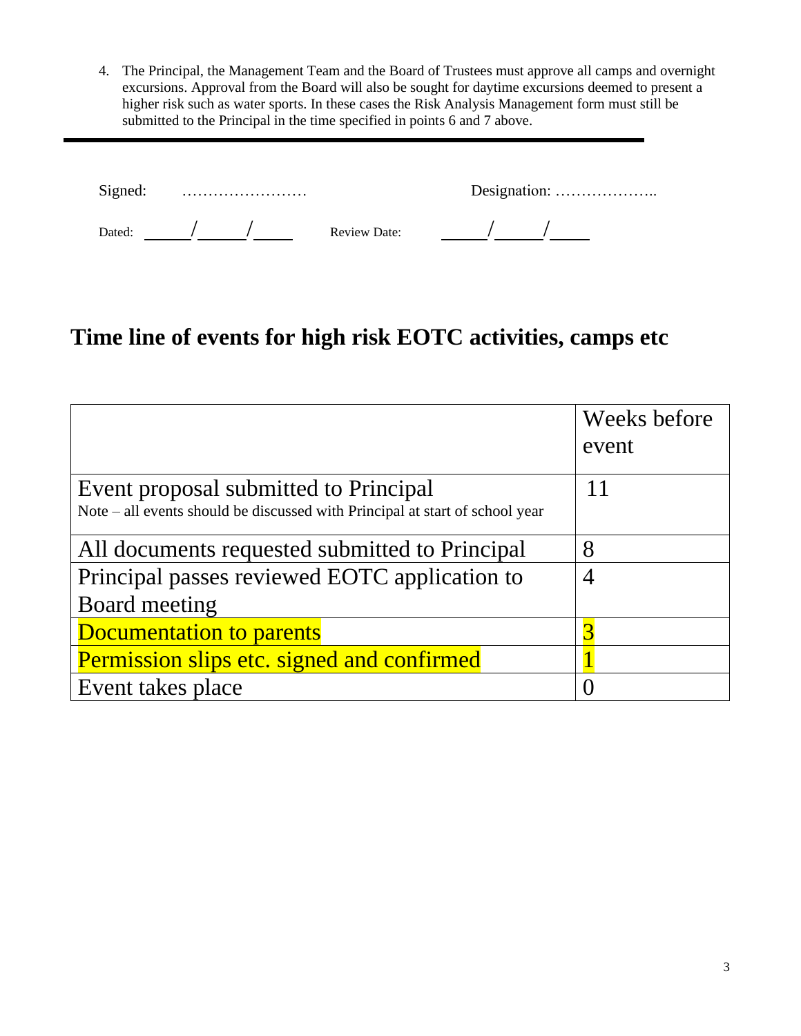4. The Principal, the Management Team and the Board of Trustees must approve all camps and overnight excursions. Approval from the Board will also be sought for daytime excursions deemed to present a higher risk such as water sports. In these cases the Risk Analysis Management form must still be submitted to the Principal in the time specified in points 6 and 7 above.

---

Signed: ……………………    Designation: ………………..

Dated: ____/____/____    Review Date: ____/____/____

# Time line of events for high risk EOTC activities, camps etc

| | Weeks before event |
|---|---|
| Event proposal submitted to Principal<br>Note – all events should be discussed with Principal at start of school year | 11 |
| All documents requested submitted to Principal | 8 |
| Principal passes reviewed EOTC application to Board meeting | 4 |
| Documentation to parents | 3 |
| Permission slips etc. signed and confirmed | 1 |
| Event takes place | 0 |